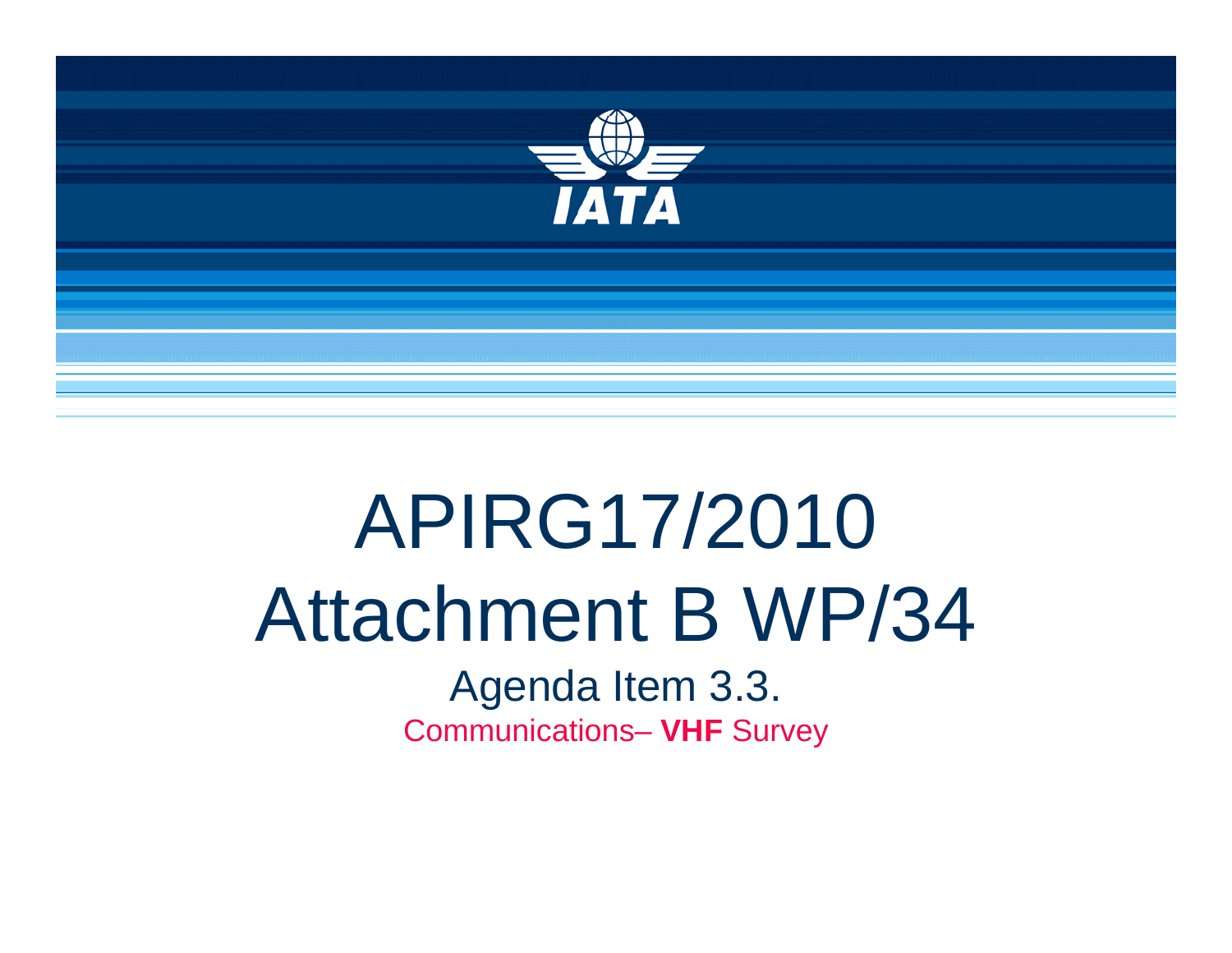# APIRG17/2010

# Attachment B WP/34

## Agenda Item 3.3.

Communications– **VHF** Survey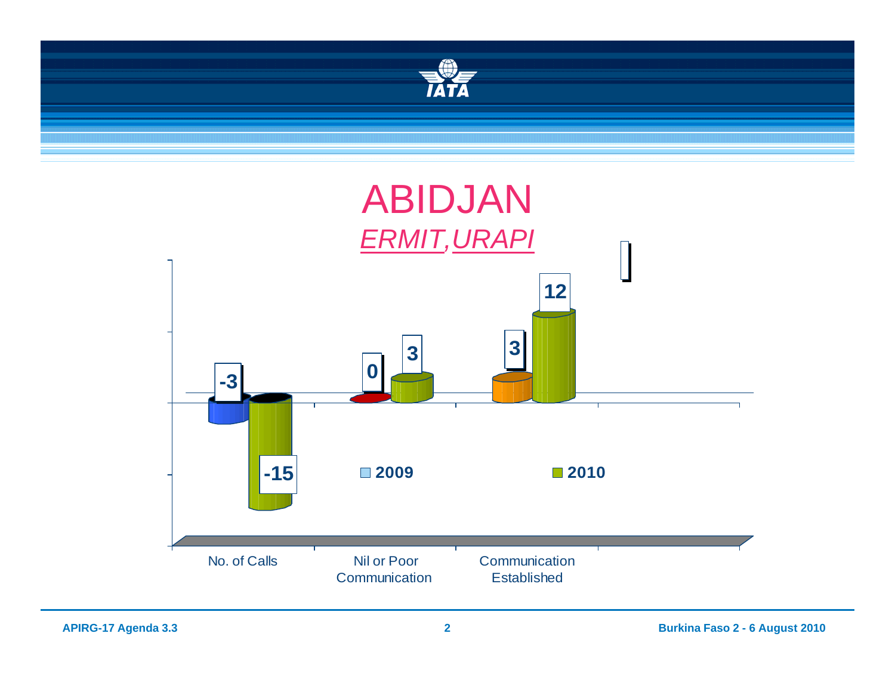# ABIDJAN

## *ERMIT,URAPI*

| | 2009 | 2010 |
|---|---|---|
| No. of Calls | -3 | -15 |
| Nil or Poor Communication | 0 | 3 |
| Communication Established | 3 | 12 |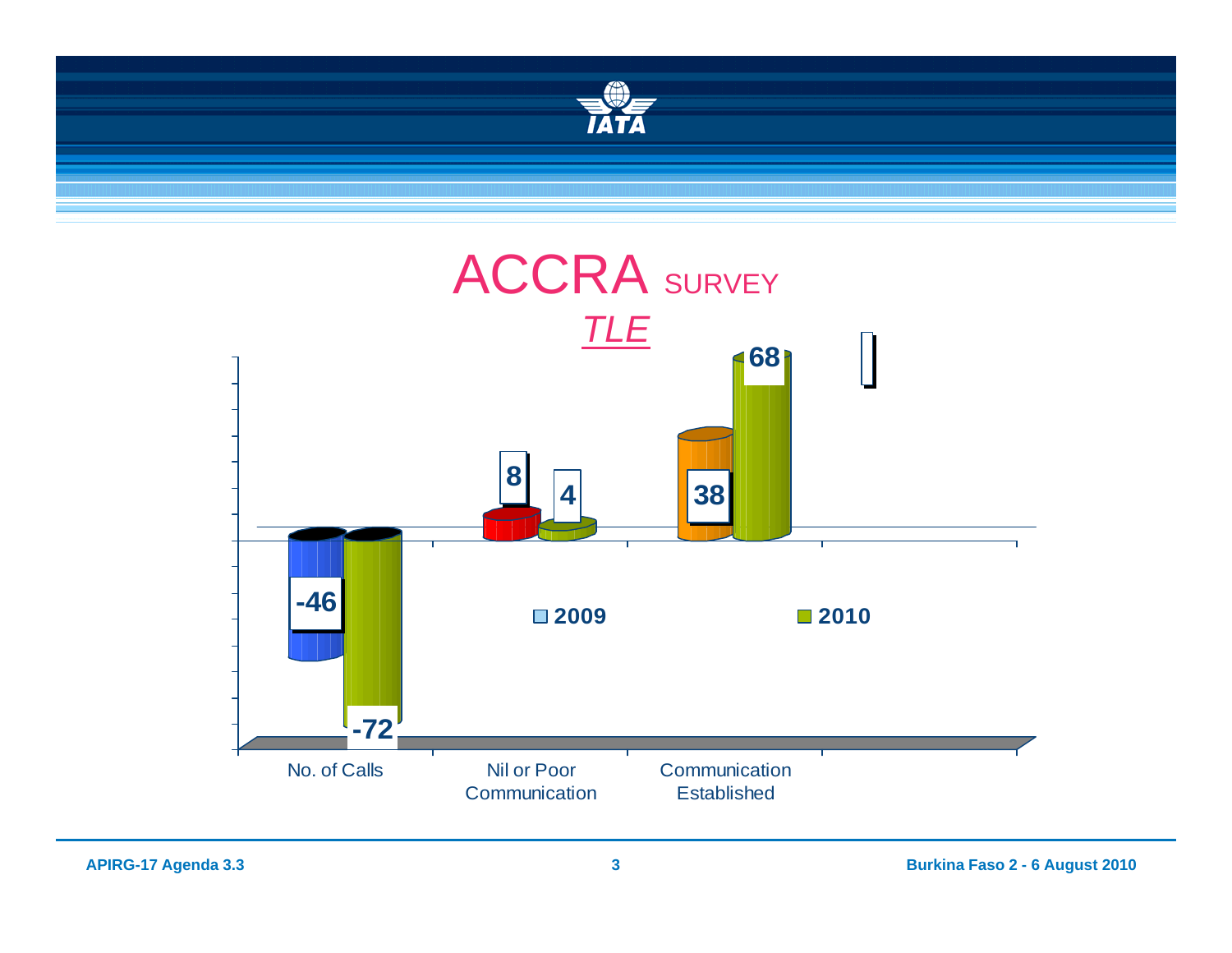# ACCRA SURVEY

*TLE*

| | 2009 | 2010 |
|---|---|---|
| No. of Calls | -46 | -72 |
| Nil or Poor Communication | 8 | 4 |
| Communication Established | 38 | 68 |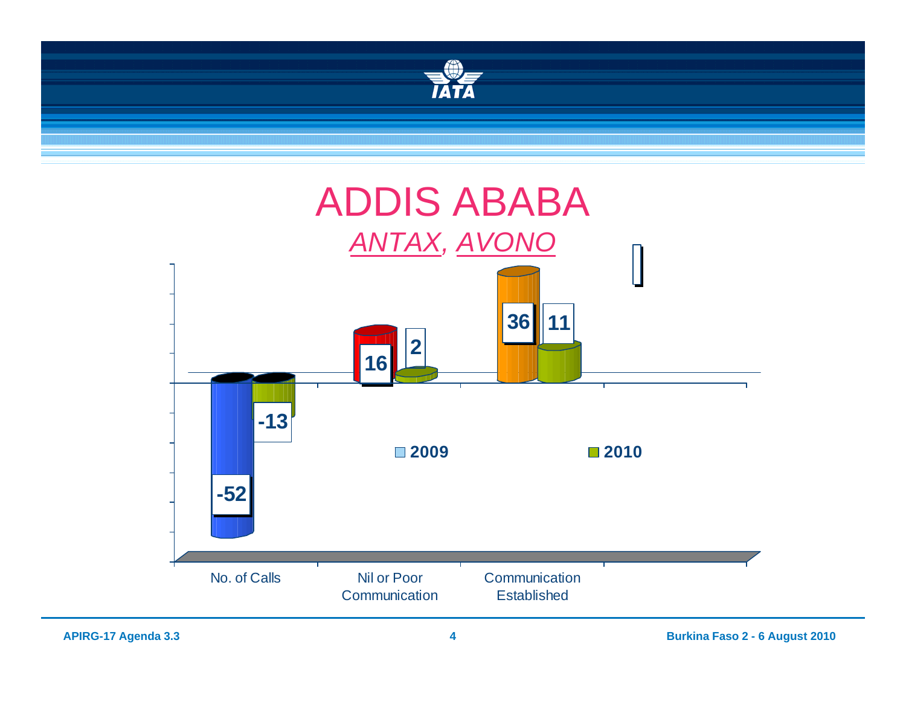# ADDIS ABABA

## *ANTAX, AVONO*

| | 2009 | 2010 |
|---|---|---|
| No. of Calls | -52 | -13 |
| Nil or Poor Communication | 16 | 2 |
| Communication Established | 36 | 11 |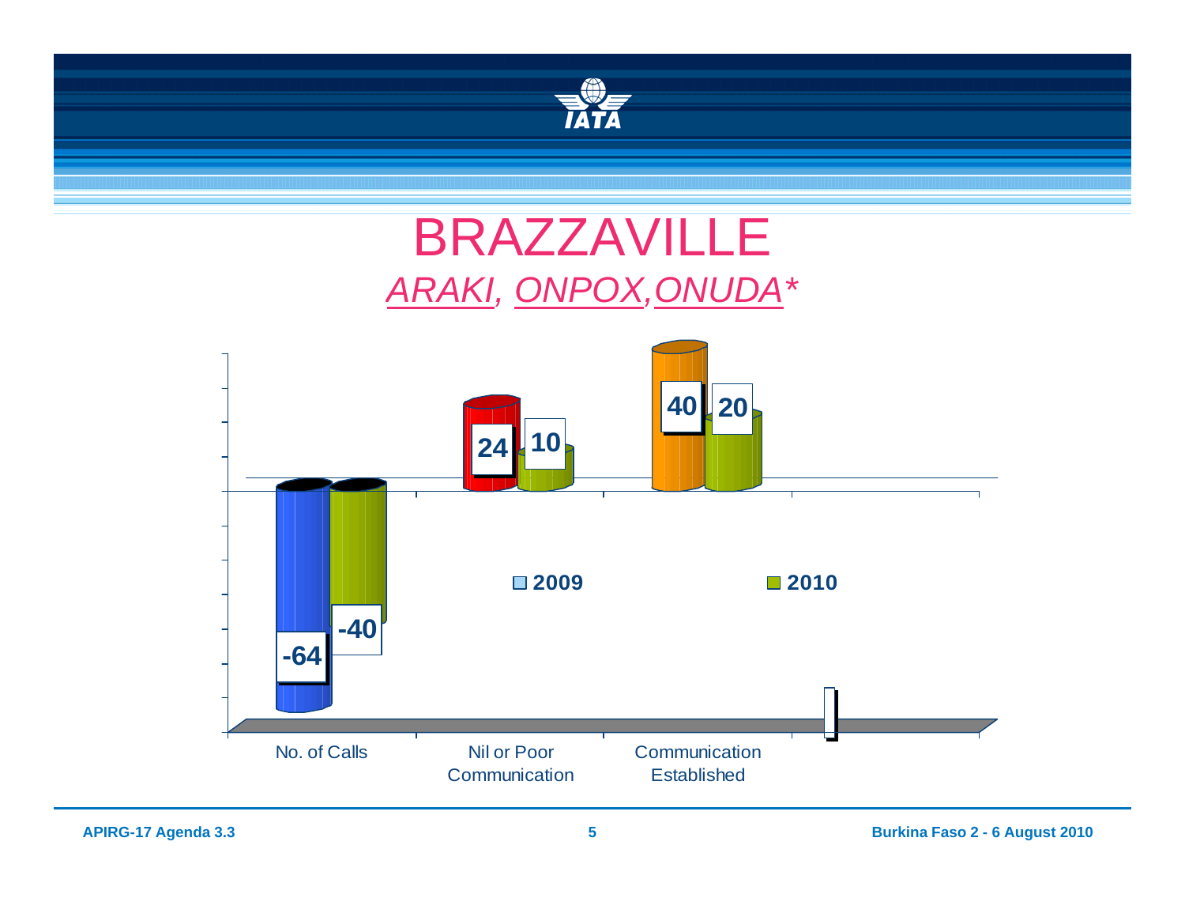# BRAZZAVILLE

## *ARAKI, ONPOX, ONUDA**

| | 2009 | 2010 |
|---|---|---|
| No. of Calls | -64 | -40 |
| Nil or Poor Communication | 24 | 10 |
| Communication Established | 40 | 20 |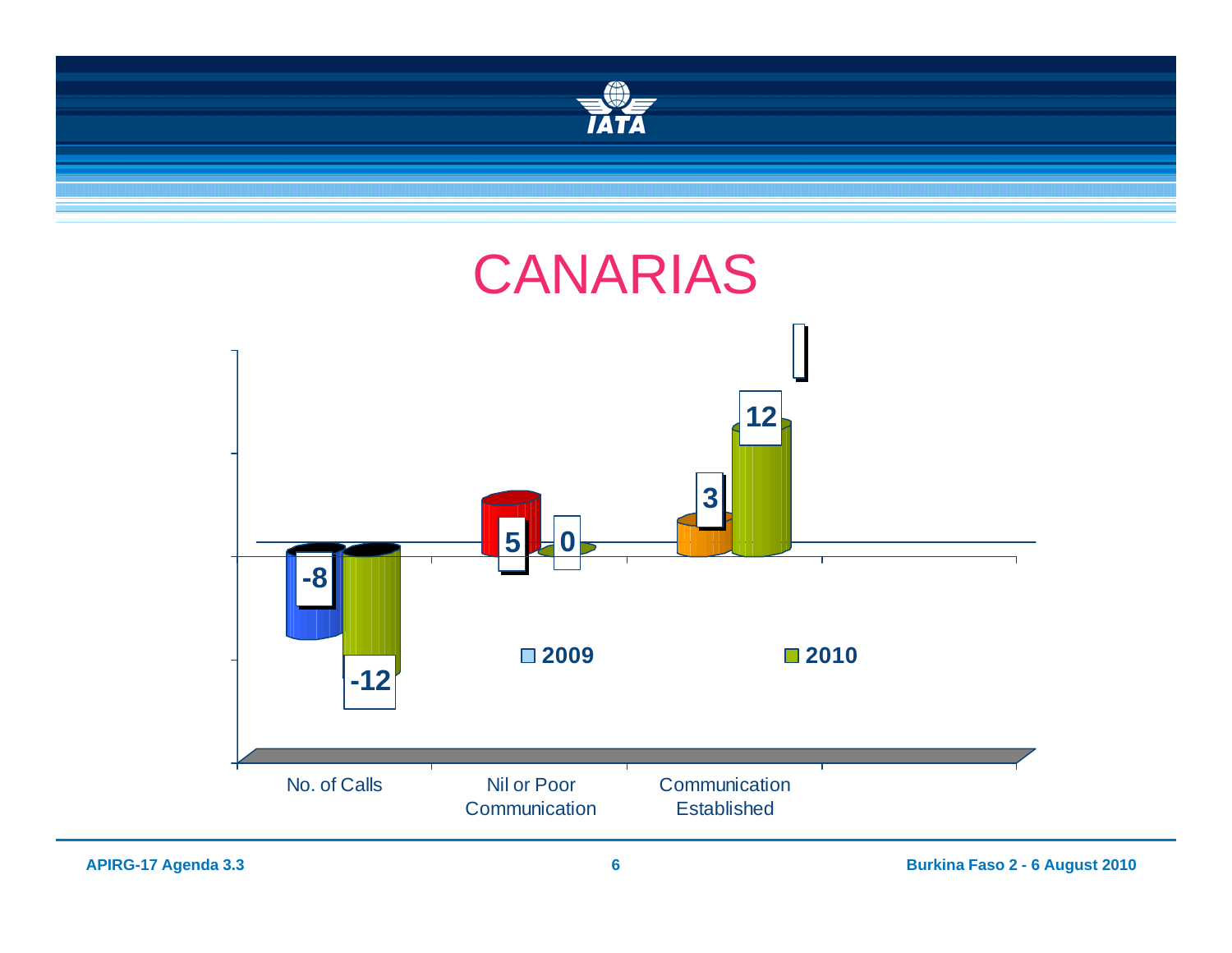# CANARIAS

| | 2009 | 2010 |
|---|---|---|
| No. of Calls | -8 | -12 |
| Nil or Poor Communication | 5 | 0 |
| Communication Established | 3 | 12 |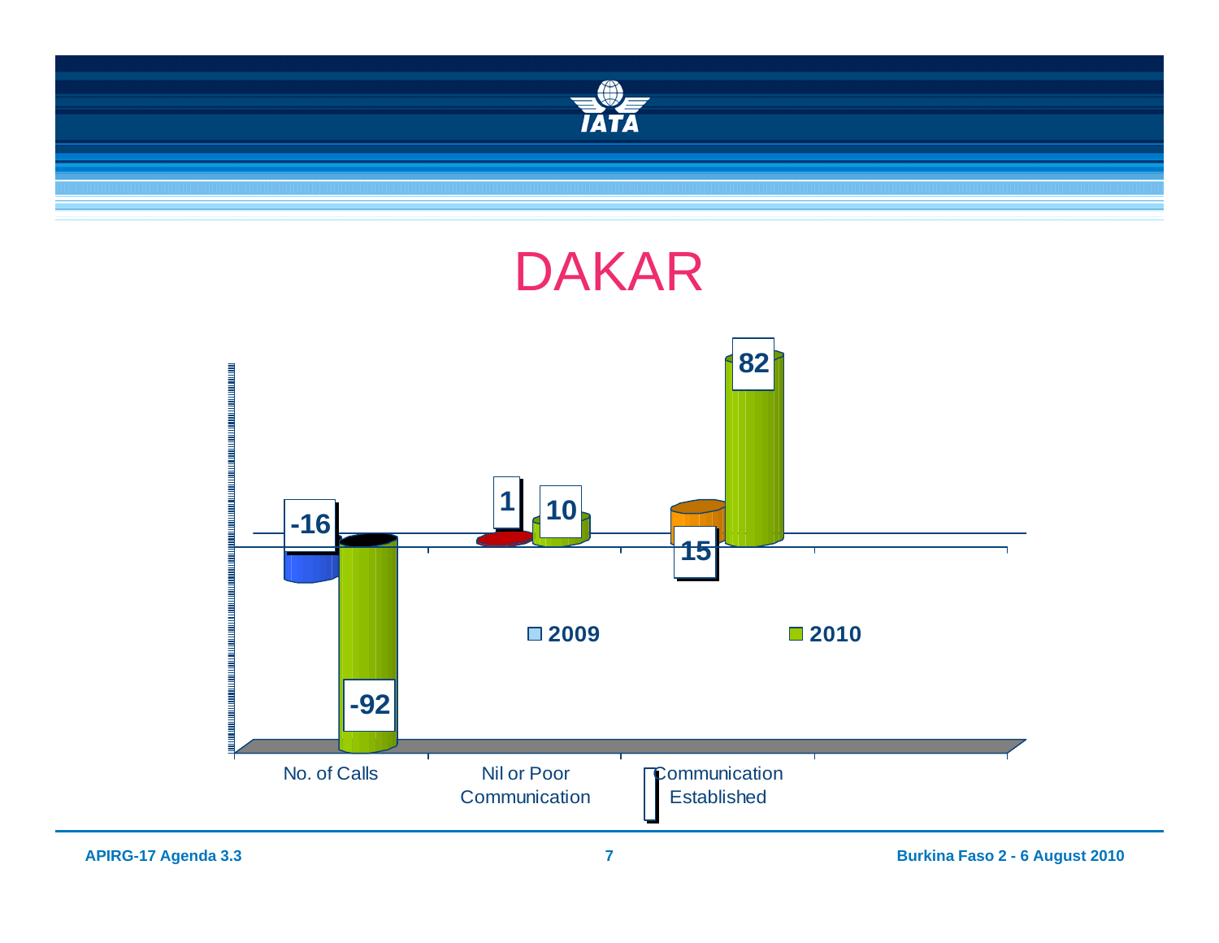# DAKAR

| | 2009 | 2010 |
|---|---|---|
| No. of Calls | -16 | -92 |
| Nil or Poor Communication | 1 | 10 |
| Communication Established | 15 | 82 |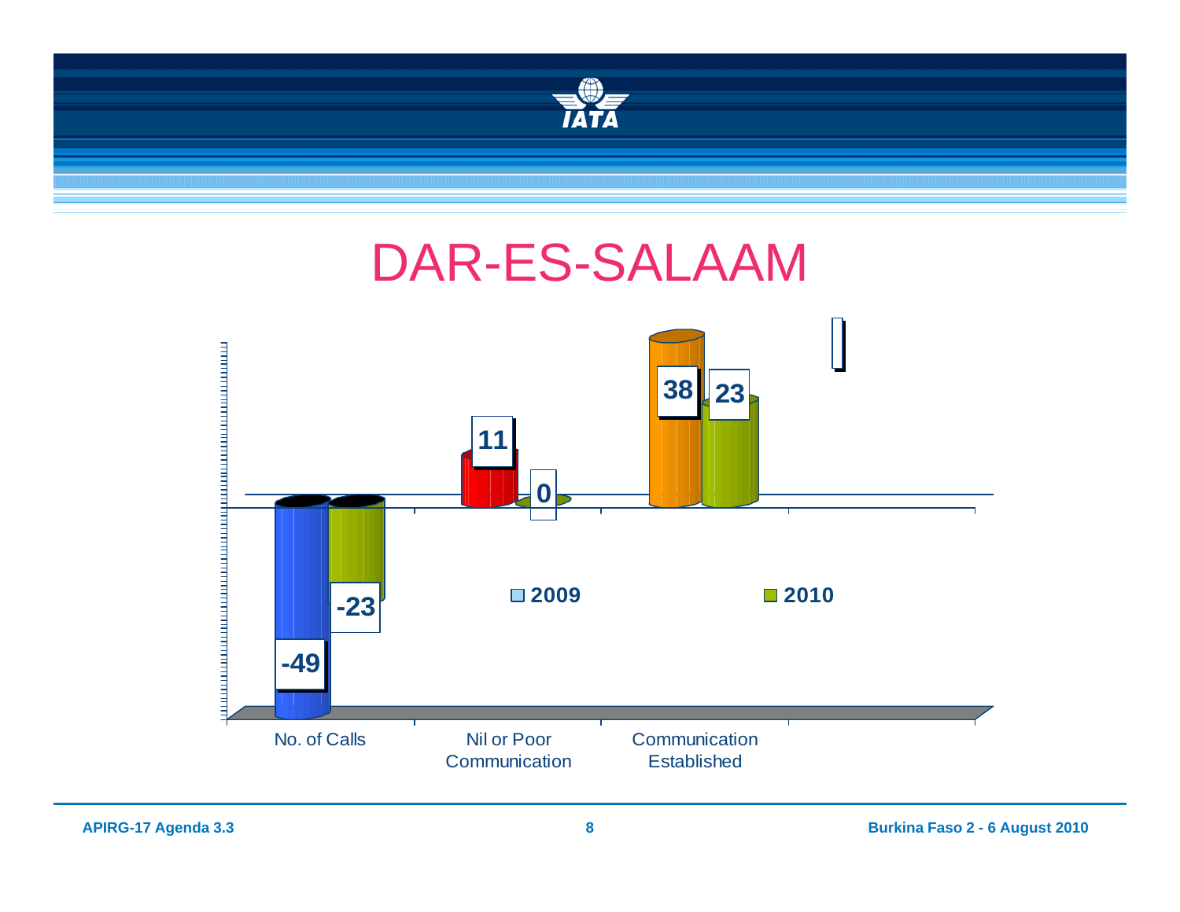# DAR-ES-SALAAM

|  | 2009 | 2010 |
| --- | --- | --- |
| No. of Calls | -49 | -23 |
| Nil or Poor Communication | 11 | 0 |
| Communication Established | 38 | 23 |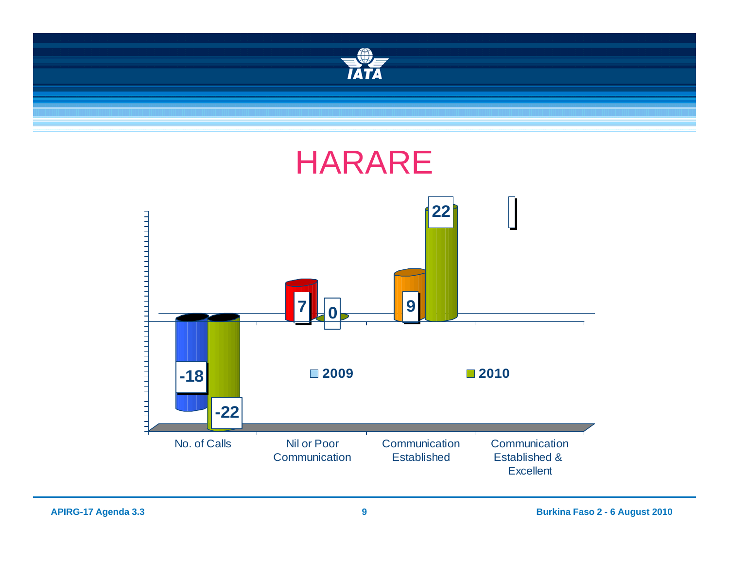# HARARE

| | 2009 | 2010 |
|---|---|---|
| No. of Calls | -18 | -22 |
| Nil or Poor Communication | 7 | 0 |
| Communication Established | 9 | 22 |
| Communication Established & Excellent | | |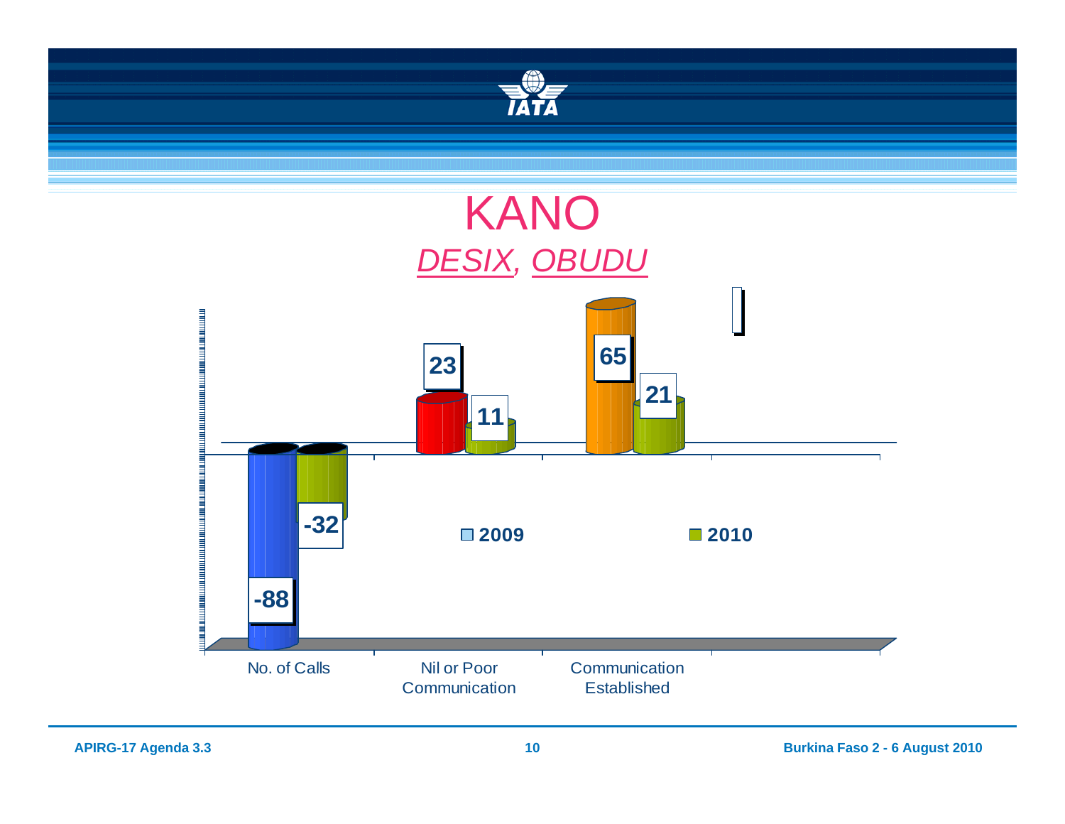# KANO

## *DESIX, OBUDU*

| | 2009 | 2010 |
|---|---|---|
| No. of Calls | -88 | -32 |
| Nil or Poor Communication | 23 | 11 |
| Communication Established | 65 | 21 |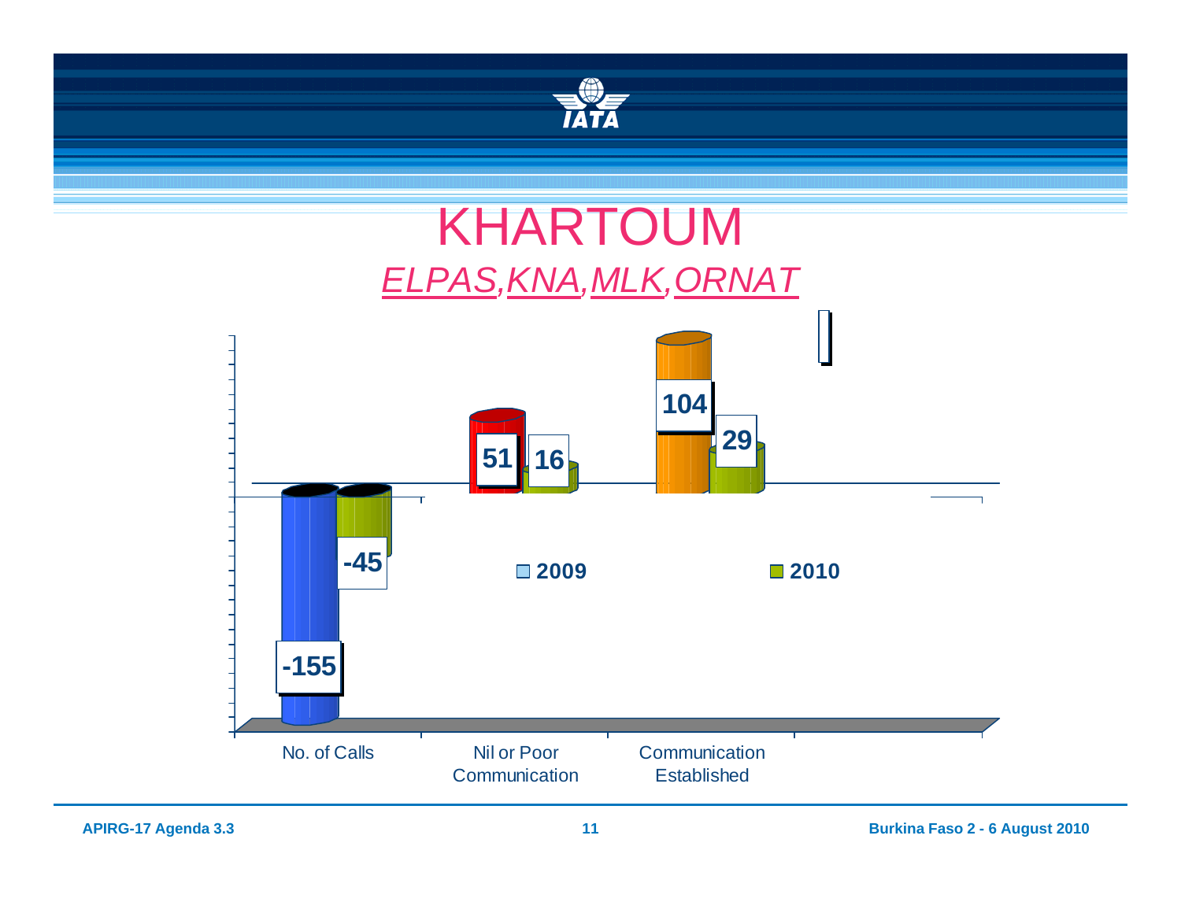# KHARTOUM

## *ELPAS,KNA,MLK,ORNAT*

| | No. of Calls | Nil or Poor Communication | Communication Established |
|---|---|---|---|
| 2009 | -155 | 51 | 104 |
| 2010 | -45 | 16 | 29 |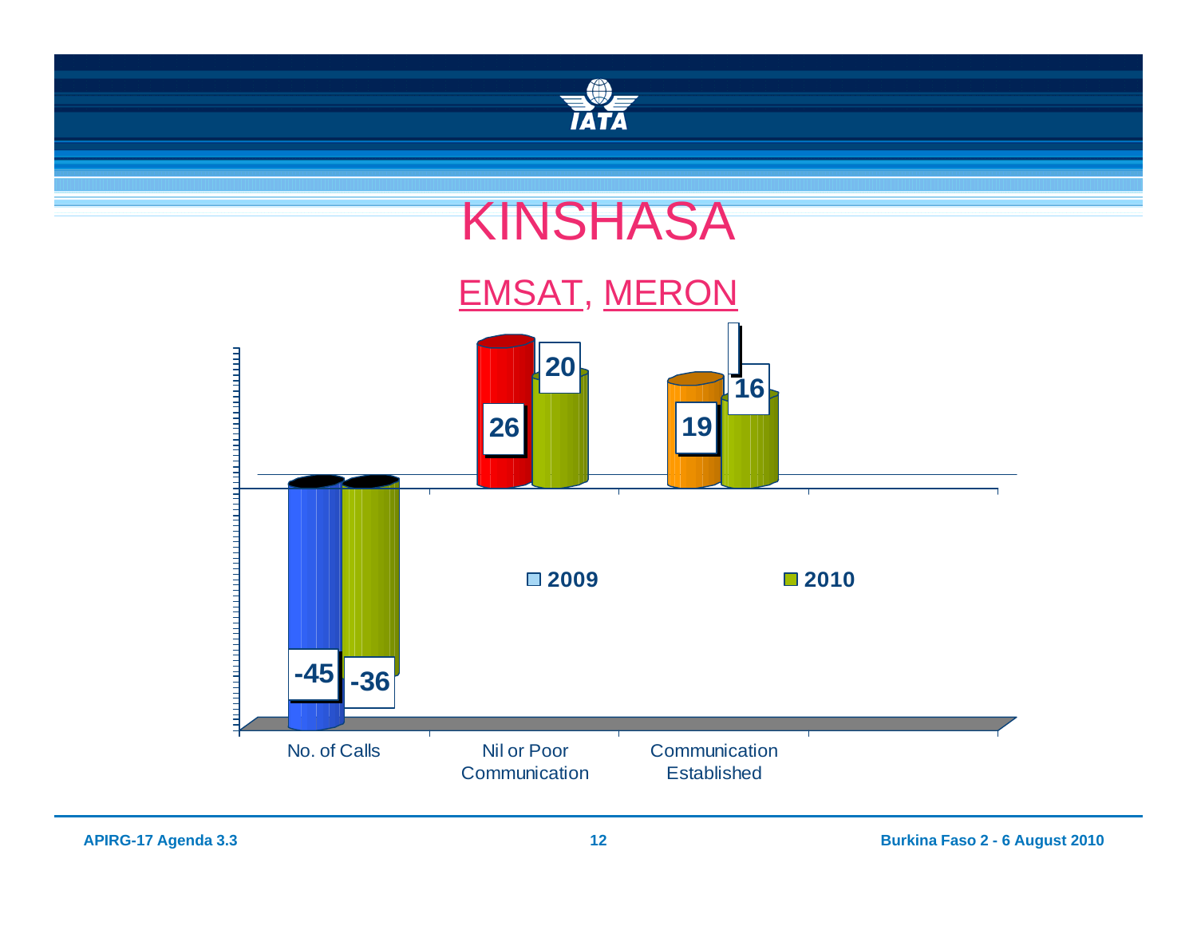# KINSHASA

## EMSAT, MERON

| | 2009 | 2010 |
|---|---|---|
| No. of Calls | -45 | -36 |
| Nil or Poor Communication | 26 | 20 |
| Communication Established | 19 | 16 |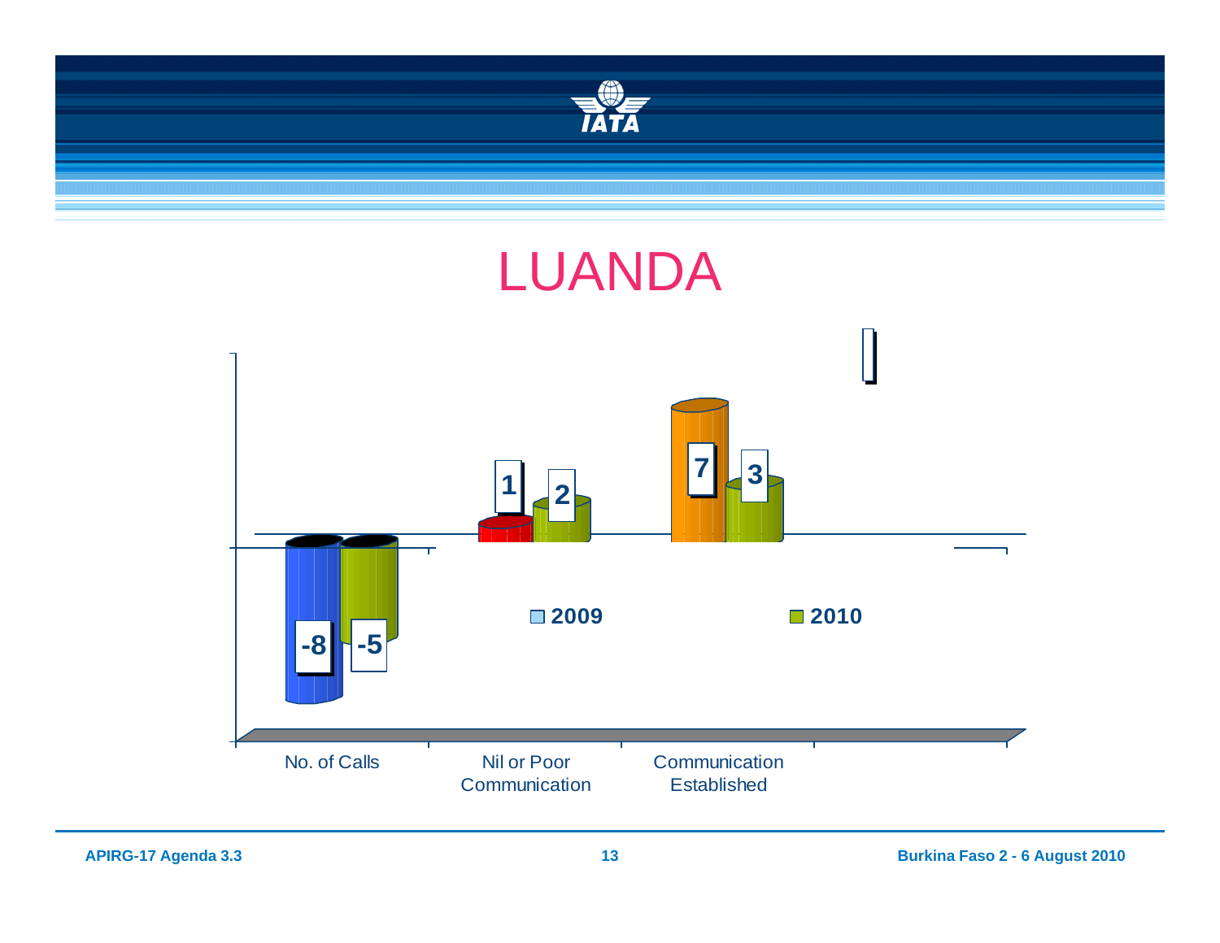# LUANDA

| | 2009 | 2010 |
|---|---|---|
| No. of Calls | -8 | -5 |
| Nil or Poor Communication | 1 | 2 |
| Communication Established | 7 | 3 |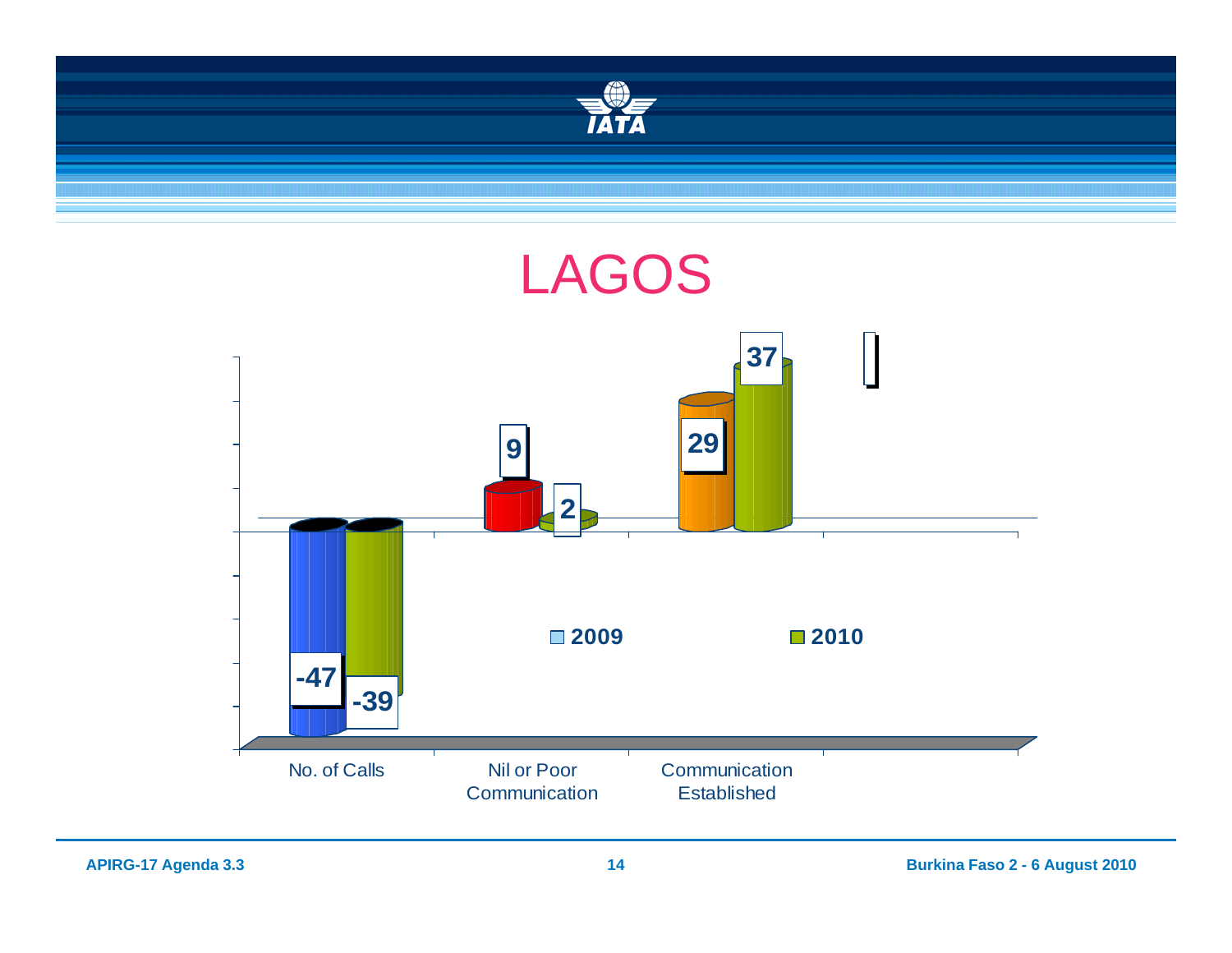# LAGOS

| | 2009 | 2010 |
|---|---|---|
| No. of Calls | -47 | -39 |
| Nil or Poor Communication | 9 | 2 |
| Communication Established | 29 | 37 |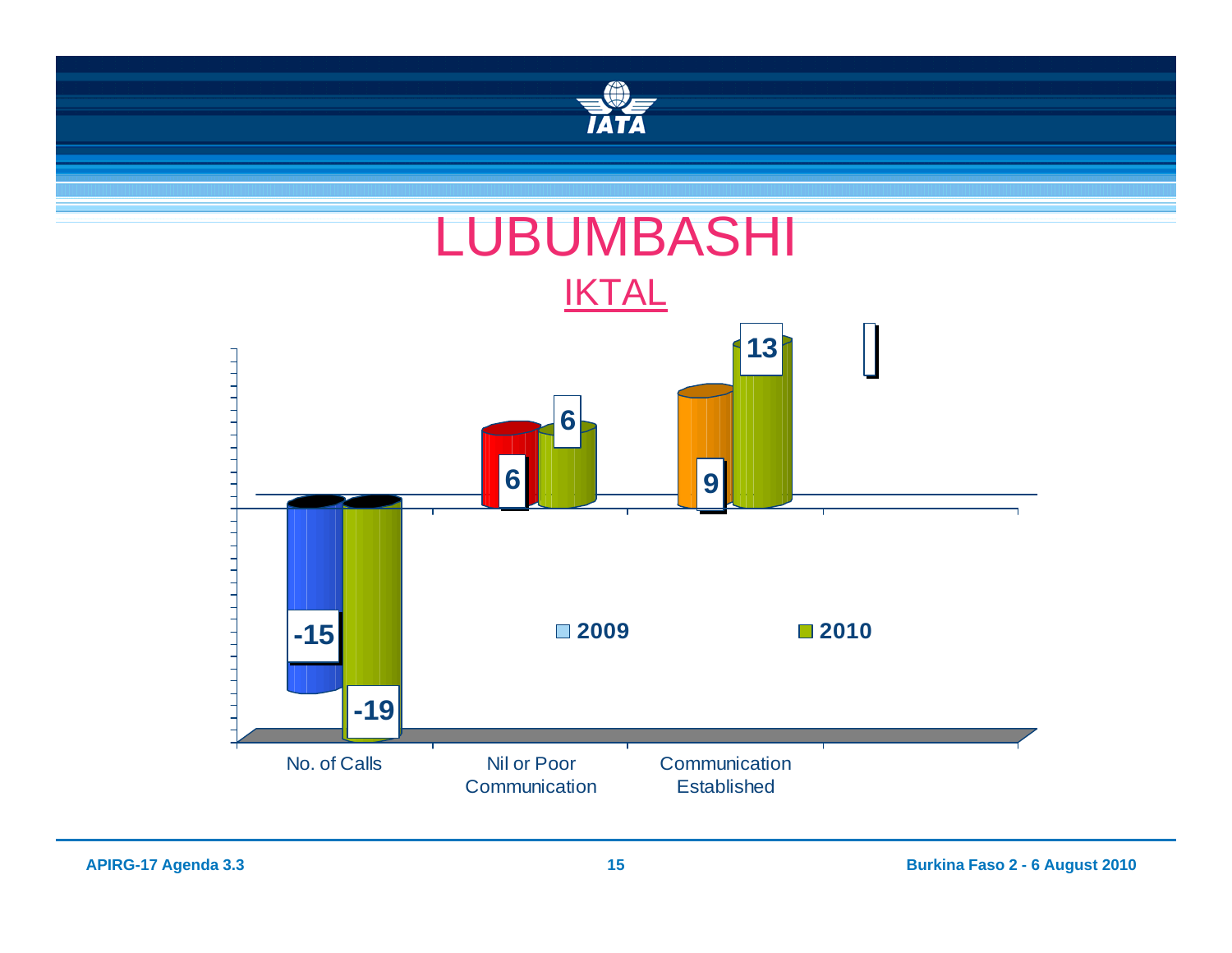# LUBUMBASHI

## IKTAL

| | 2009 | 2010 |
|---|---|---|
| No. of Calls | -15 | -19 |
| Nil or Poor Communication | 6 | 6 |
| Communication Established | 9 | 13 |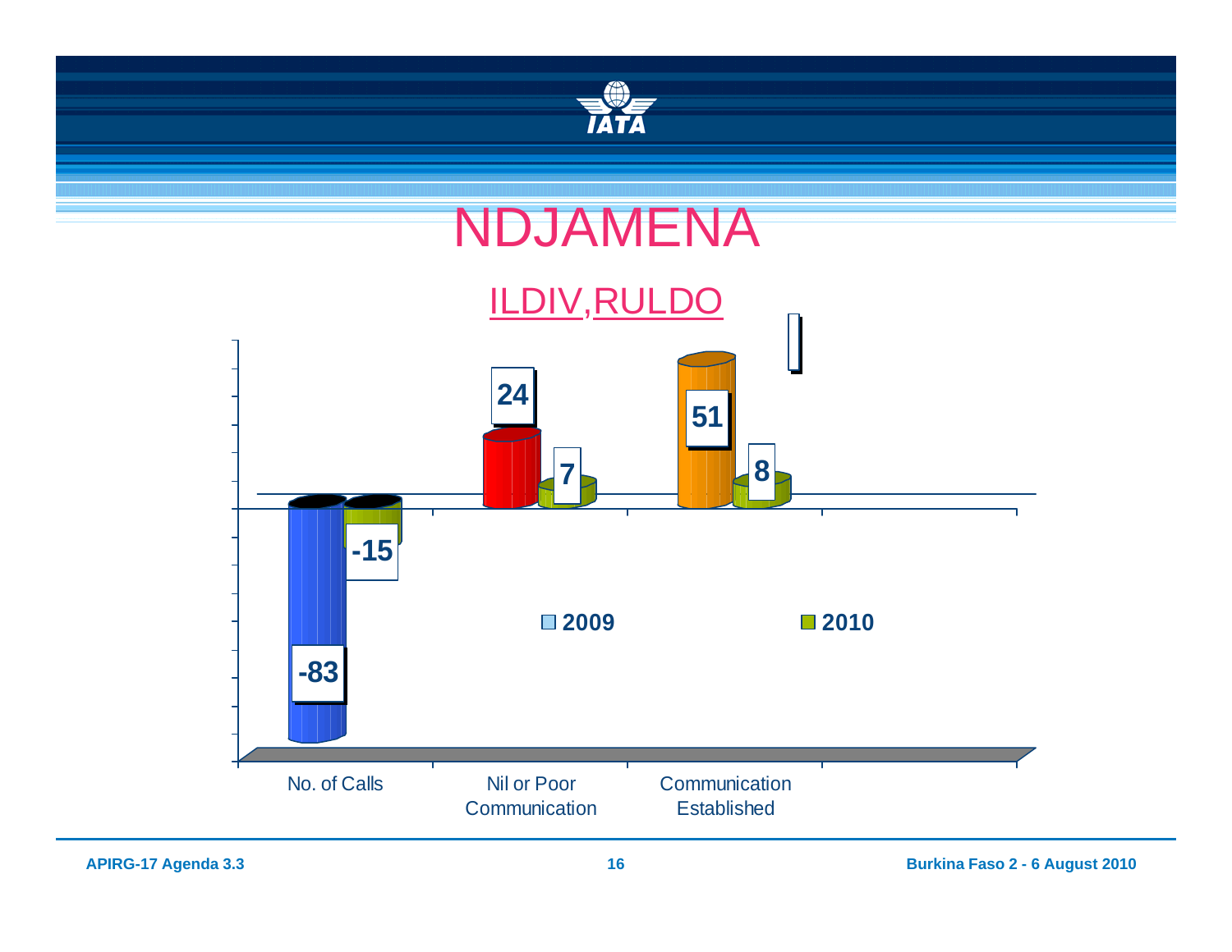# NDJAMENA

## ILDIV,RULDO

| | 2009 | 2010 |
|---|---|---|
| No. of Calls | -83 | -15 |
| Nil or Poor Communication | 24 | 7 |
| Communication Established | 51 | 8 |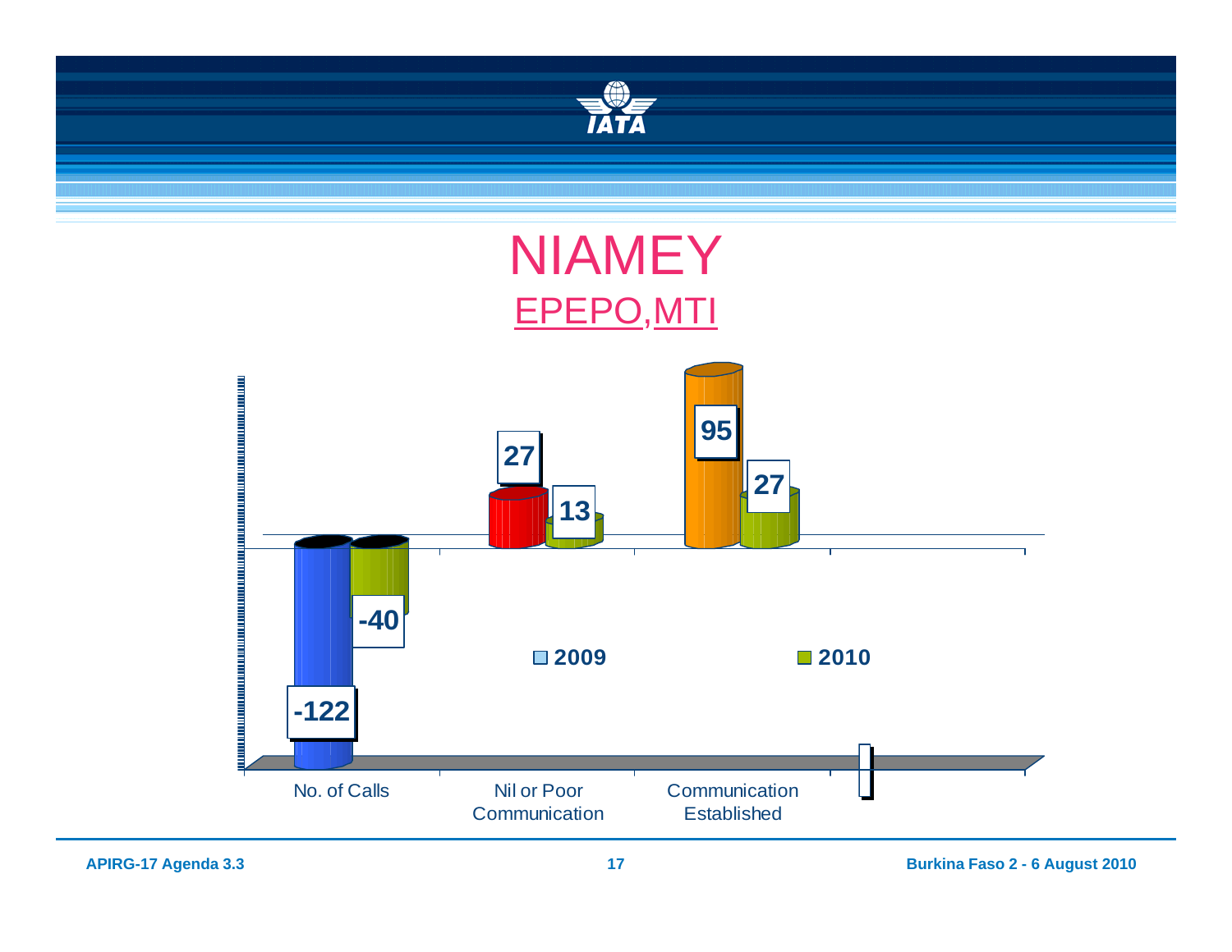# NIAMEY

## EPEPO,MTI

| | 2009 | 2010 |
|---|---|---|
| No. of Calls | -122 | -40 |
| Nil or Poor Communication | 27 | 13 |
| Communication Established | 95 | 27 |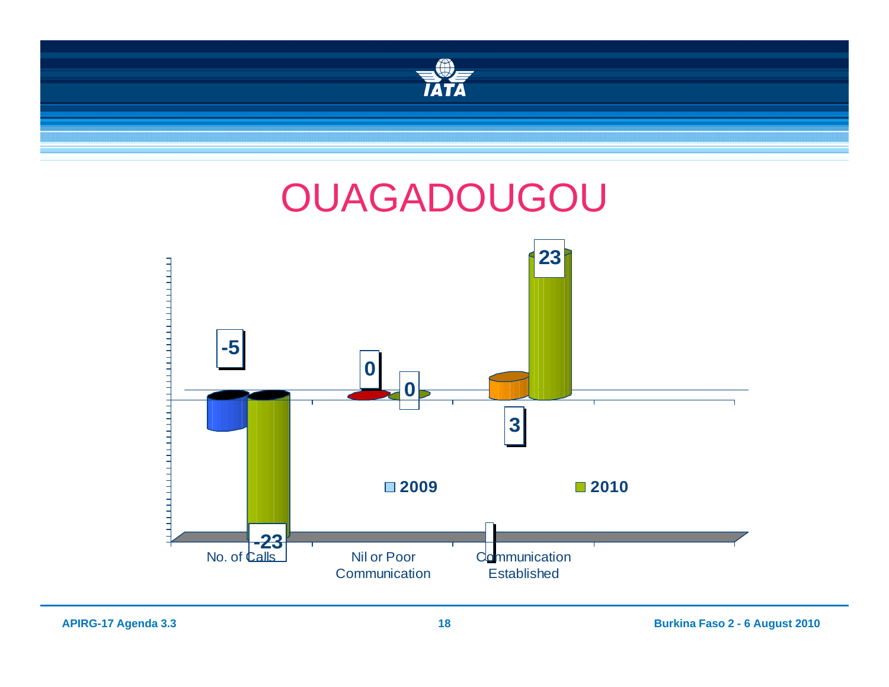# OUAGADOUGOU

| | 2009 | 2010 |
|---|---|---|
| No. of Calls | -5 | -23 |
| Nil or Poor Communication | 0 | 0 |
| Communication Established | 3 | 23 |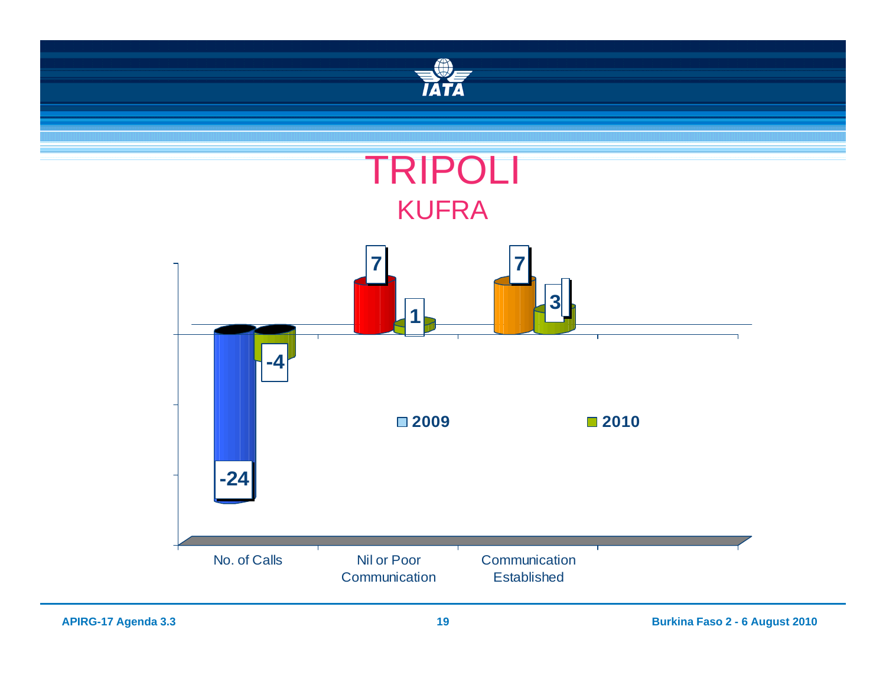# TRIPOLI

## KUFRA

| | 2009 | 2010 |
|---|---|---|
| No. of Calls | -24 | -4 |
| Nil or Poor Communication | 7 | 1 |
| Communication Established | 7 | 3 |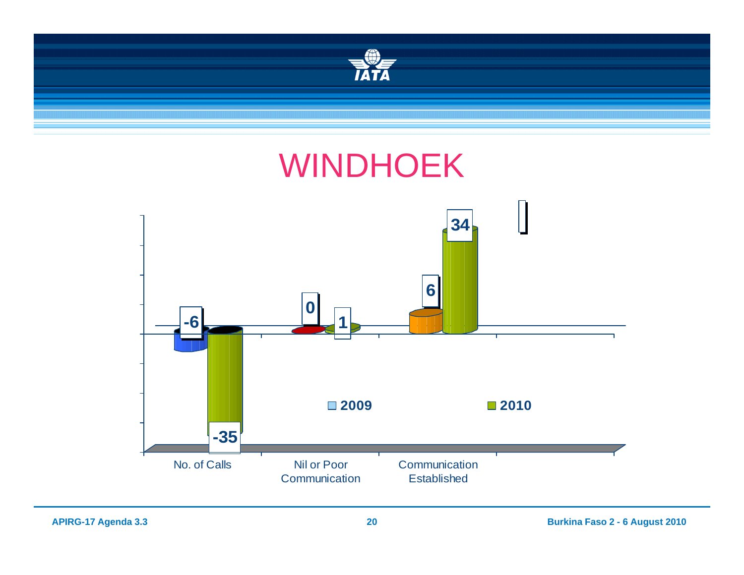# WINDHOEK

| | 2009 | 2010 |
|---|---|---|
| No. of Calls | -6 | -35 |
| Nil or Poor Communication | 0 | 1 |
| Communication Established | 6 | 34 |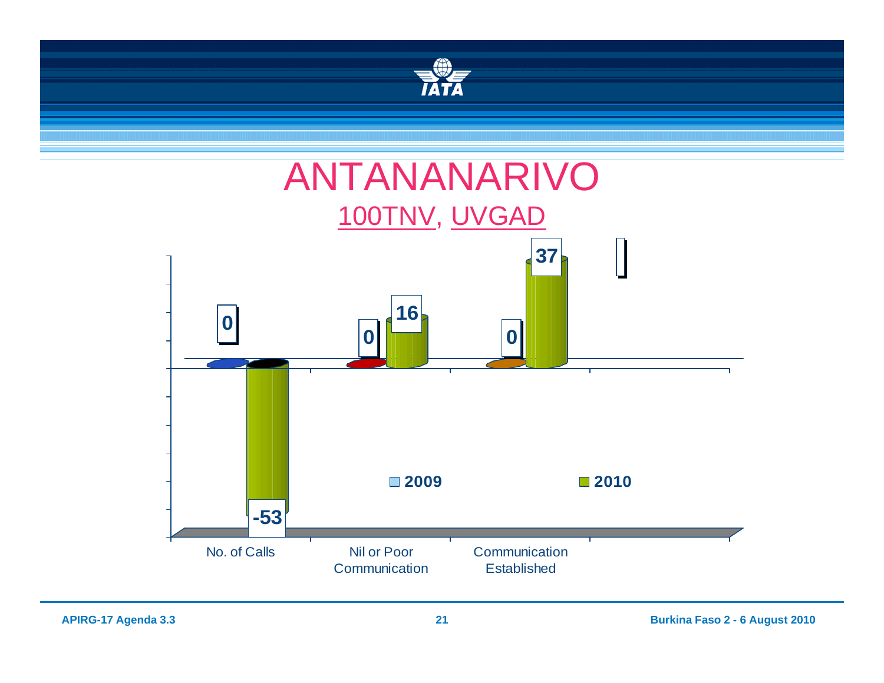# ANTANANARIVO

## 100TNV, UVGAD

0

0

16

0

37

-53

2009

2010

No. of Calls

Nil or Poor Communication

Communication Established